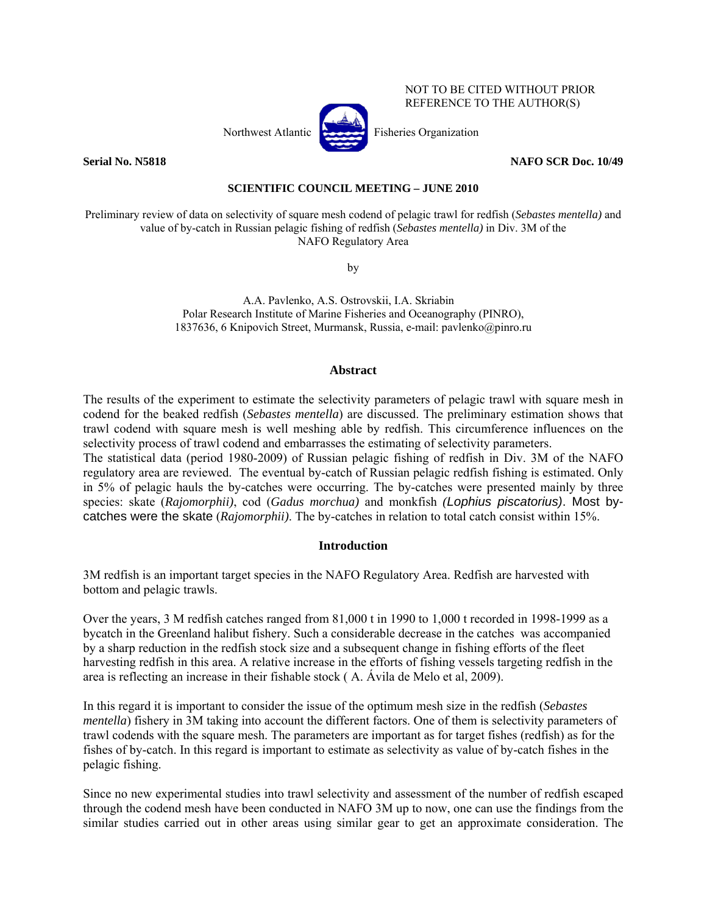NOT TO BE CITED WITHOUT PRIOR REFERENCE TO THE AUTHOR(S)

Northwest Atlantic Fisheries Organization

**Serial No. N5818** **NAFO SCR Doc. 10/49**

**SCIENTIFIC COUNCIL MEETING – JUNE 2010**

Preliminary review of data on selectivity of square mesh codend of pelagic trawl for redfish (*Sebastes mentella)* and value of by-catch in Russian pelagic fishing of redfish (*Sebastes mentella)* in Div. 3M of the NAFO Regulatory Area

by

A.A. Pavlenko, A.S. Ostrovskii, I.A. Skriabin
Polar Research Institute of Marine Fisheries and Oceanography (PINRO),
1837636, 6 Knipovich Street, Murmansk, Russia, e-mail: pavlenko@pinro.ru

## Abstract

The results of the experiment to estimate the selectivity parameters of pelagic trawl with square mesh in codend for the beaked redfish (*Sebastes mentella*) are discussed. The preliminary estimation shows that trawl codend with square mesh is well meshing able by redfish. This circumference influences on the selectivity process of trawl codend and embarrasses the estimating of selectivity parameters.
The statistical data (period 1980-2009) of Russian pelagic fishing of redfish in Div. 3M of the NAFO regulatory area are reviewed. The eventual by-catch of Russian pelagic redfish fishing is estimated. Only in 5% of pelagic hauls the by-catches were occurring. The by-catches were presented mainly by three species: skate (*Rajomorphii)*, cod (*Gadus morchua)* and monkfish *(Lophius piscatorius)*. Most by-catches were the skate (*Rajomorphii)*. The by-catches in relation to total catch consist within 15%.

## Introduction

3M redfish is an important target species in the NAFO Regulatory Area. Redfish are harvested with bottom and pelagic trawls.

Over the years, 3 M redfish catches ranged from 81,000 t in 1990 to 1,000 t recorded in 1998-1999 as a bycatch in the Greenland halibut fishery. Such a considerable decrease in the catches was accompanied by a sharp reduction in the redfish stock size and a subsequent change in fishing efforts of the fleet harvesting redfish in this area. A relative increase in the efforts of fishing vessels targeting redfish in the area is reflecting an increase in their fishable stock ( A. Ávila de Melo et al, 2009).

In this regard it is important to consider the issue of the optimum mesh size in the redfish (*Sebastes mentella*) fishery in 3M taking into account the different factors. One of them is selectivity parameters of trawl codends with the square mesh. The parameters are important as for target fishes (redfish) as for the fishes of by-catch. In this regard is important to estimate as selectivity as value of by-catch fishes in the pelagic fishing.

Since no new experimental studies into trawl selectivity and assessment of the number of redfish escaped through the codend mesh have been conducted in NAFO 3M up to now, one can use the findings from the similar studies carried out in other areas using similar gear to get an approximate consideration. The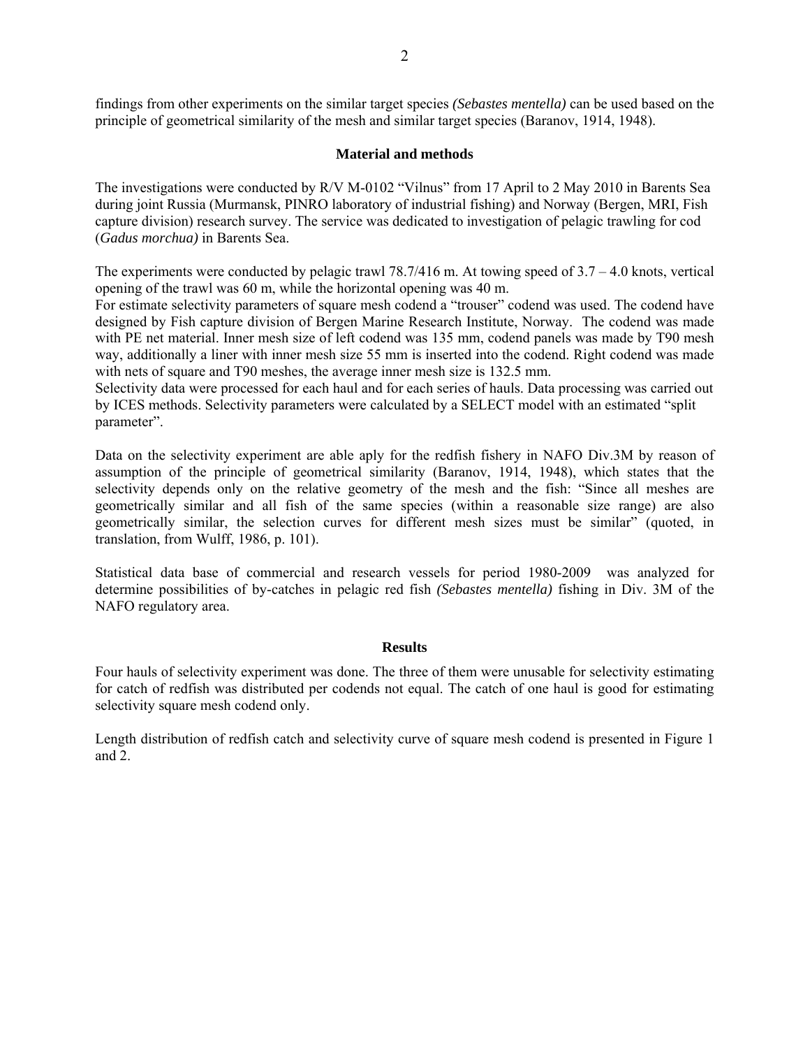findings from other experiments on the similar target species *(Sebastes mentella)* can be used based on the principle of geometrical similarity of the mesh and similar target species (Baranov, 1914, 1948).

## Material and methods

The investigations were conducted by R/V M-0102 "Vilnus" from 17 April to 2 May 2010 in Barents Sea during joint Russia (Murmansk, PINRO laboratory of industrial fishing) and Norway (Bergen, MRI, Fish capture division) research survey. The service was dedicated to investigation of pelagic trawling for cod (*Gadus morchua)* in Barents Sea.

The experiments were conducted by pelagic trawl 78.7/416 m. At towing speed of 3.7 – 4.0 knots, vertical opening of the trawl was 60 m, while the horizontal opening was 40 m.
For estimate selectivity parameters of square mesh codend a "trouser" codend was used. The codend have designed by Fish capture division of Bergen Marine Research Institute, Norway. The codend was made with PE net material. Inner mesh size of left codend was 135 mm, codend panels was made by T90 mesh way, additionally a liner with inner mesh size 55 mm is inserted into the codend. Right codend was made with nets of square and T90 meshes, the average inner mesh size is 132.5 mm.
Selectivity data were processed for each haul and for each series of hauls. Data processing was carried out by ICES methods. Selectivity parameters were calculated by a SELECT model with an estimated "split parameter".

Data on the selectivity experiment are able aply for the redfish fishery in NAFO Div.3M by reason of assumption of the principle of geometrical similarity (Baranov, 1914, 1948), which states that the selectivity depends only on the relative geometry of the mesh and the fish: "Since all meshes are geometrically similar and all fish of the same species (within a reasonable size range) are also geometrically similar, the selection curves for different mesh sizes must be similar" (quoted, in translation, from Wulff, 1986, p. 101).

Statistical data base of commercial and research vessels for period 1980-2009 was analyzed for determine possibilities of by-catches in pelagic red fish *(Sebastes mentella)* fishing in Div. 3M of the NAFO regulatory area.

## Results

Four hauls of selectivity experiment was done. The three of them were unusable for selectivity estimating for catch of redfish was distributed per codends not equal. The catch of one haul is good for estimating selectivity square mesh codend only.

Length distribution of redfish catch and selectivity curve of square mesh codend is presented in Figure 1 and 2.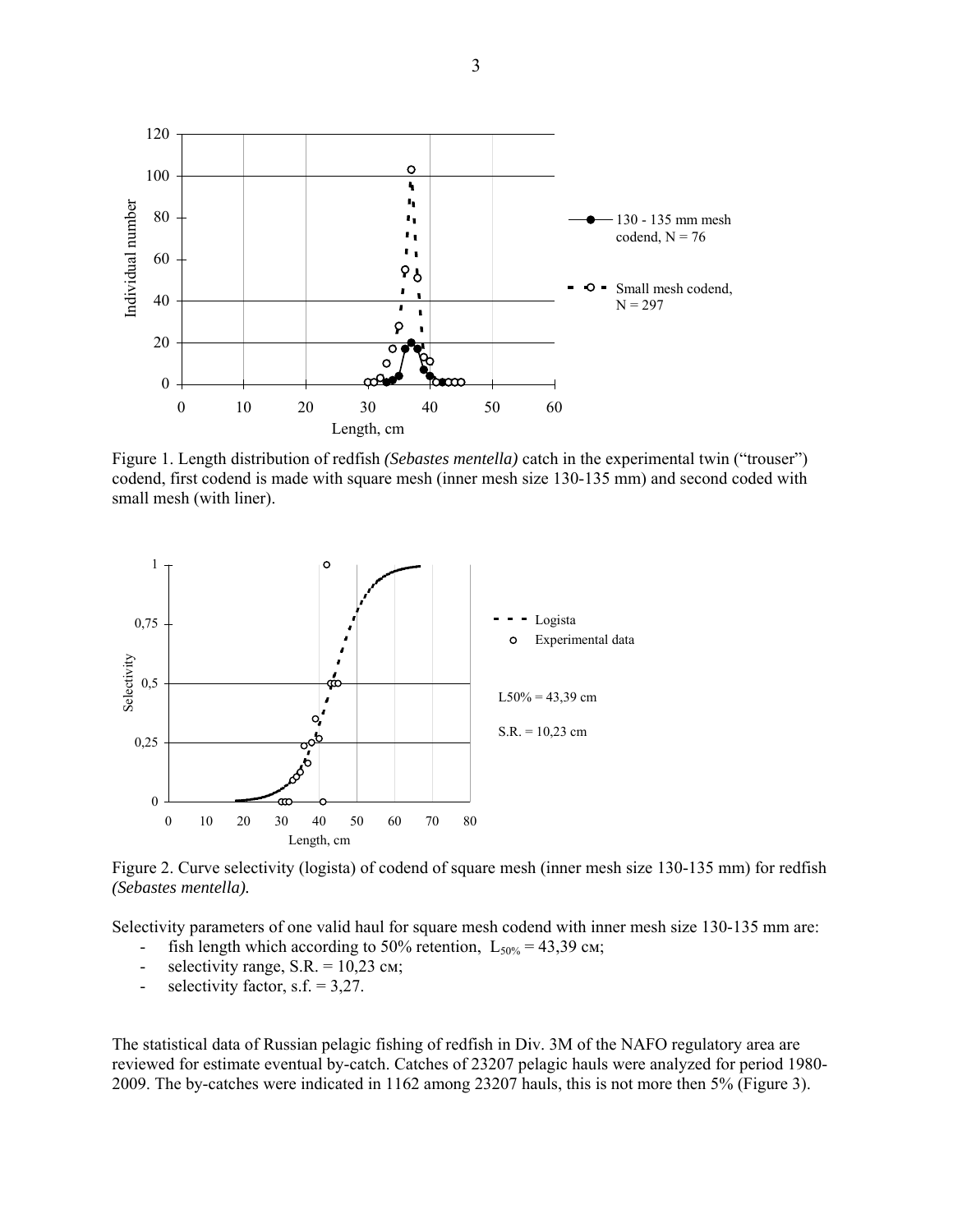Figure 1. Length distribution of redfish *(Sebastes mentella)* catch in the experimental twin ("trouser") codend, first codend is made with square mesh (inner mesh size 130-135 mm) and second coded with small mesh (with liner).

Figure 2. Curve selectivity (logista) of codend of square mesh (inner mesh size 130-135 mm) for redfish *(Sebastes mentella).*

Selectivity parameters of one valid haul for square mesh codend with inner mesh size 130-135 mm are:

- fish length which according to 50% retention, $L_{50\%}$ = 43,39 см;
- selectivity range, S.R. = 10,23 см;
- selectivity factor, s.f. = 3,27.

The statistical data of Russian pelagic fishing of redfish in Div. 3M of the NAFO regulatory area are reviewed for estimate eventual by-catch. Catches of 23207 pelagic hauls were analyzed for period 1980-2009. The by-catches were indicated in 1162 among 23207 hauls, this is not more then 5% (Figure 3).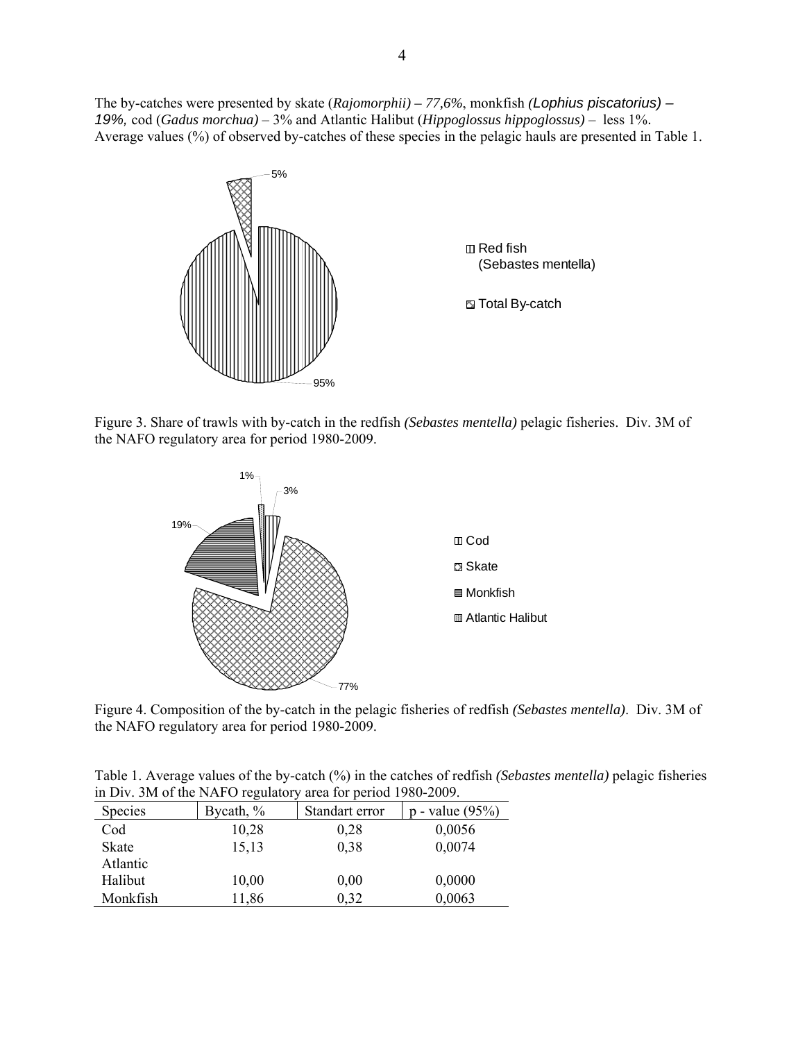The by-catches were presented by skate (*Rajomorphii) – 77,6%*, monkfish *(Lophius piscatorius) – 19%,* cod (*Gadus morchua)* – 3% and Atlantic Halibut (*Hippoglossus hippoglossus)* – less 1%. Average values (%) of observed by-catches of these species in the pelagic hauls are presented in Table 1.

Figure 3. Share of trawls with by-catch in the redfish *(Sebastes mentella)* pelagic fisheries. Div. 3M of the NAFO regulatory area for period 1980-2009.

Figure 4. Composition of the by-catch in the pelagic fisheries of redfish *(Sebastes mentella)*. Div. 3M of the NAFO regulatory area for period 1980-2009.

Table 1. Average values of the by-catch (%) in the catches of redfish *(Sebastes mentella)* pelagic fisheries in Div. 3M of the NAFO regulatory area for period 1980-2009.

| Species | Bycath, % | Standart error | p - value (95%) |
|---|---|---|---|
| Cod | 10,28 | 0,28 | 0,0056 |
| Skate | 15,13 | 0,38 | 0,0074 |
| Atlantic Halibut | 10,00 | 0,00 | 0,0000 |
| Monkfish | 11,86 | 0,32 | 0,0063 |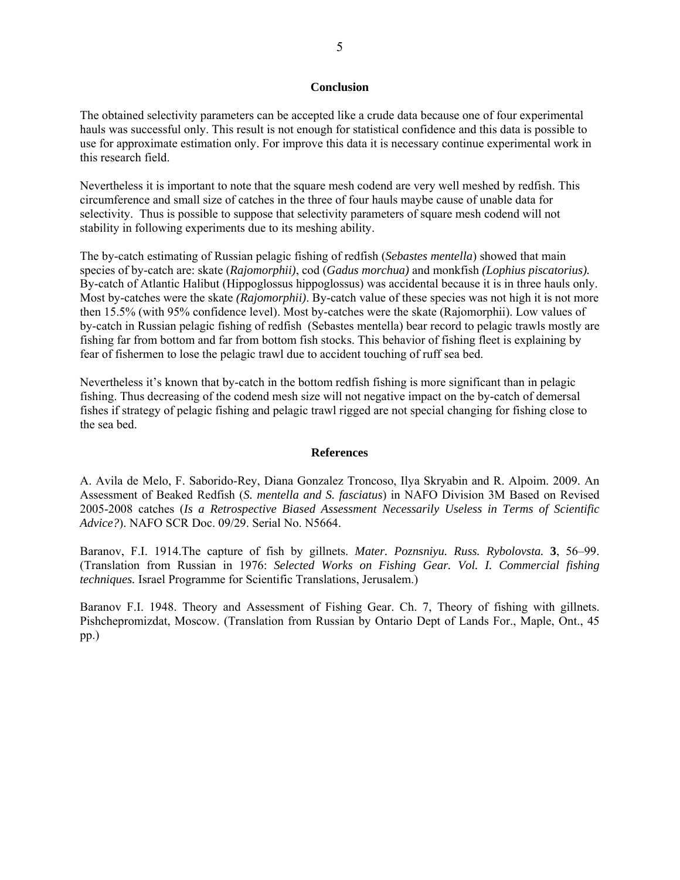## Conclusion

The obtained selectivity parameters can be accepted like a crude data because one of four experimental hauls was successful only. This result is not enough for statistical confidence and this data is possible to use for approximate estimation only. For improve this data it is necessary continue experimental work in this research field.

Nevertheless it is important to note that the square mesh codend are very well meshed by redfish. This circumference and small size of catches in the three of four hauls maybe cause of unable data for selectivity. Thus is possible to suppose that selectivity parameters of square mesh codend will not stability in following experiments due to its meshing ability.

The by-catch estimating of Russian pelagic fishing of redfish (*Sebastes mentella*) showed that main species of by-catch are: skate (*Rajomorphii)*, cod (*Gadus morchua)* and monkfish *(Lophius piscatorius).* By-catch of Atlantic Halibut (Hippoglossus hippoglossus) was accidental because it is in three hauls only. Most by-catches were the skate *(Rajomorphii)*. By-catch value of these species was not high it is not more then 15.5% (with 95% confidence level). Most by-catches were the skate (Rajomorphii). Low values of by-catch in Russian pelagic fishing of redfish (Sebastes mentella) bear record to pelagic trawls mostly are fishing far from bottom and far from bottom fish stocks. This behavior of fishing fleet is explaining by fear of fishermen to lose the pelagic trawl due to accident touching of ruff sea bed.

Nevertheless it's known that by-catch in the bottom redfish fishing is more significant than in pelagic fishing. Thus decreasing of the codend mesh size will not negative impact on the by-catch of demersal fishes if strategy of pelagic fishing and pelagic trawl rigged are not special changing for fishing close to the sea bed.

## References

A. Avila de Melo, F. Saborido-Rey, Diana Gonzalez Troncoso, Ilya Skryabin and R. Alpoim. 2009. An Assessment of Beaked Redfish (*S. mentella and S. fasciatus*) in NAFO Division 3M Based on Revised 2005-2008 catches (*Is a Retrospective Biased Assessment Necessarily Useless in Terms of Scientific Advice?*). NAFO SCR Doc. 09/29. Serial No. N5664.

Baranov, F.I. 1914.The capture of fish by gillnets. *Mater. Poznsniyu. Russ. Rybolovsta.* **3**, 56–99. (Translation from Russian in 1976: *Selected Works on Fishing Gear. Vol. I. Commercial fishing techniques.* Israel Programme for Scientific Translations, Jerusalem.)

Baranov F.I. 1948. Theory and Assessment of Fishing Gear. Ch. 7, Theory of fishing with gillnets. Pishchepromizdat, Moscow. (Translation from Russian by Ontario Dept of Lands For., Maple, Ont., 45 pp.)